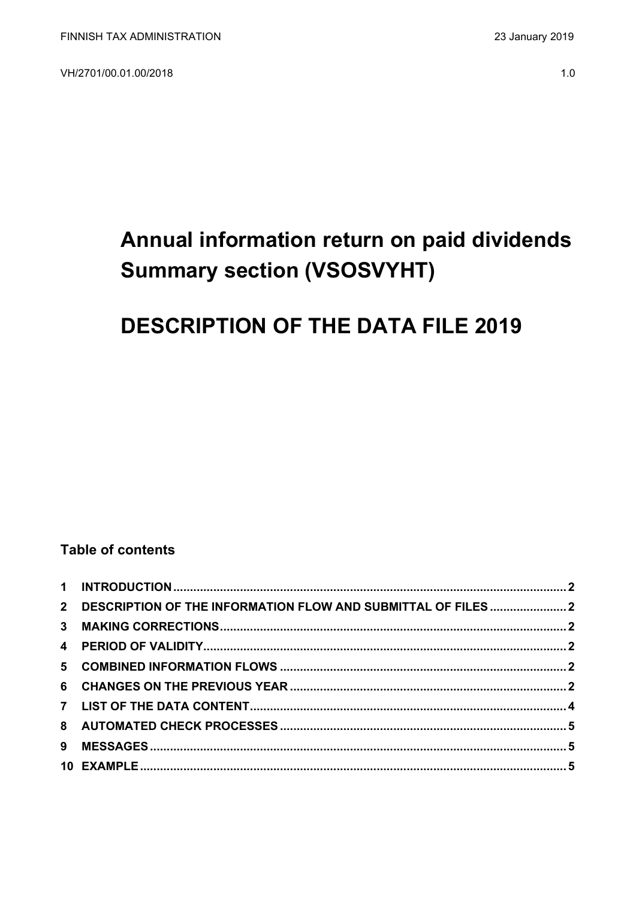FINNISH TAX ADMINISTRATION 23 January 2019

VH/2701/00.01.00/2018 1.0

# Annual information return on paid dividends Summary section (VSOSVYHT)

# DESCRIPTION OF THE DATA FILE 2019

## Table of contents

| | | |
|---|---|---|
| 1 | INTRODUCTION | 2 |
| 2 | DESCRIPTION OF THE INFORMATION FLOW AND SUBMITTAL OF FILES | 2 |
| 3 | MAKING CORRECTIONS | 2 |
| 4 | PERIOD OF VALIDITY | 2 |
| 5 | COMBINED INFORMATION FLOWS | 2 |
| 6 | CHANGES ON THE PREVIOUS YEAR | 2 |
| 7 | LIST OF THE DATA CONTENT | 4 |
| 8 | AUTOMATED CHECK PROCESSES | 5 |
| 9 | MESSAGES | 5 |
| 10 | EXAMPLE | 5 |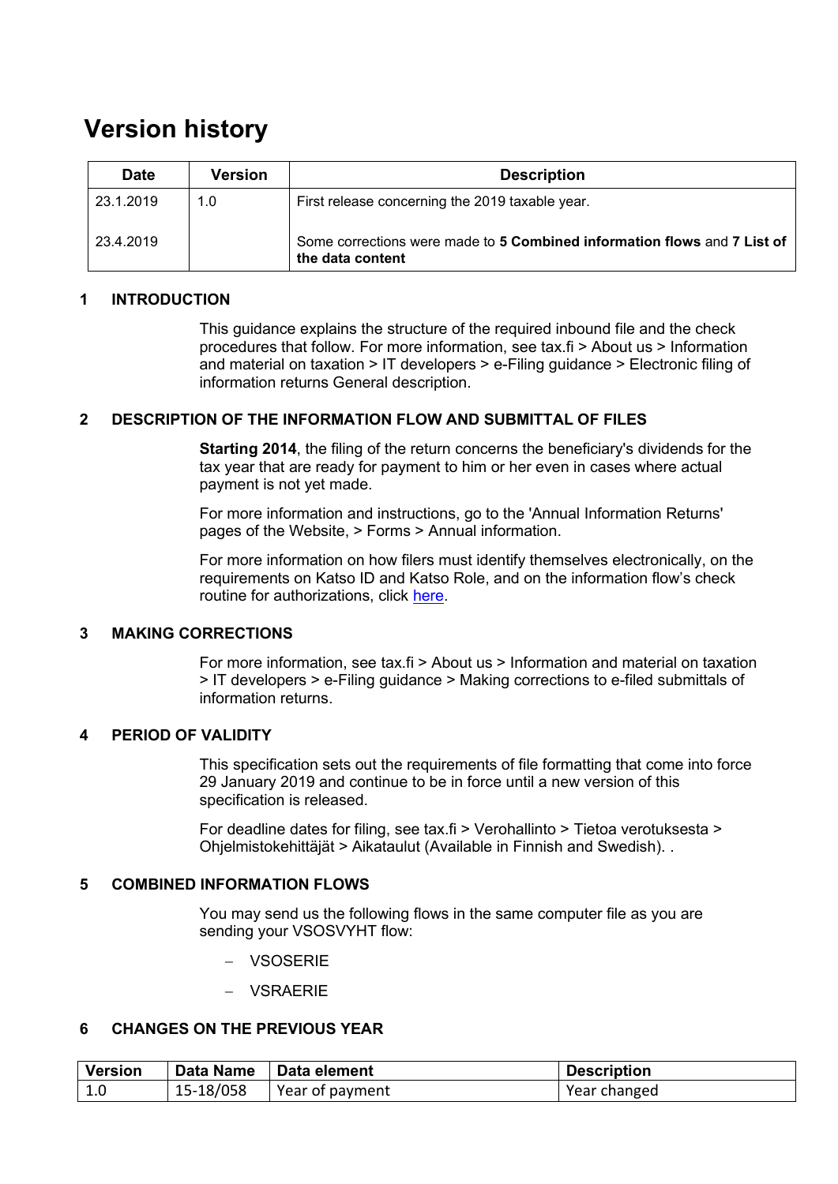# Version history

| Date | Version | Description |
|---|---|---|
| 23.1.2019 | 1.0 | First release concerning the 2019 taxable year. |
| 23.4.2019 | | Some corrections were made to **5 Combined information flows** and **7 List of the data content** |

## 1 INTRODUCTION

This guidance explains the structure of the required inbound file and the check procedures that follow. For more information, see tax.fi > About us > Information and material on taxation > IT developers > e-Filing guidance > Electronic filing of information returns General description.

## 2 DESCRIPTION OF THE INFORMATION FLOW AND SUBMITTAL OF FILES

**Starting 2014**, the filing of the return concerns the beneficiary's dividends for the tax year that are ready for payment to him or her even in cases where actual payment is not yet made.

For more information and instructions, go to the 'Annual Information Returns' pages of the Website, > Forms > Annual information.

For more information on how filers must identify themselves electronically, on the requirements on Katso ID and Katso Role, and on the information flow's check routine for authorizations, click here.

## 3 MAKING CORRECTIONS

For more information, see tax.fi > About us > Information and material on taxation > IT developers > e-Filing guidance > Making corrections to e-filed submittals of information returns.

## 4 PERIOD OF VALIDITY

This specification sets out the requirements of file formatting that come into force 29 January 2019 and continue to be in force until a new version of this specification is released.

For deadline dates for filing, see tax.fi > Verohallinto > Tietoa verotuksesta > Ohjelmistokehittäjät > Aikataulut (Available in Finnish and Swedish). .

## 5 COMBINED INFORMATION FLOWS

You may send us the following flows in the same computer file as you are sending your VSOSVYHT flow:

- VSOSERIE
- VSRAERIE

## 6 CHANGES ON THE PREVIOUS YEAR

| Version | Data Name | Data element | Description |
|---|---|---|---|
| 1.0 | 15-18/058 | Year of payment | Year changed |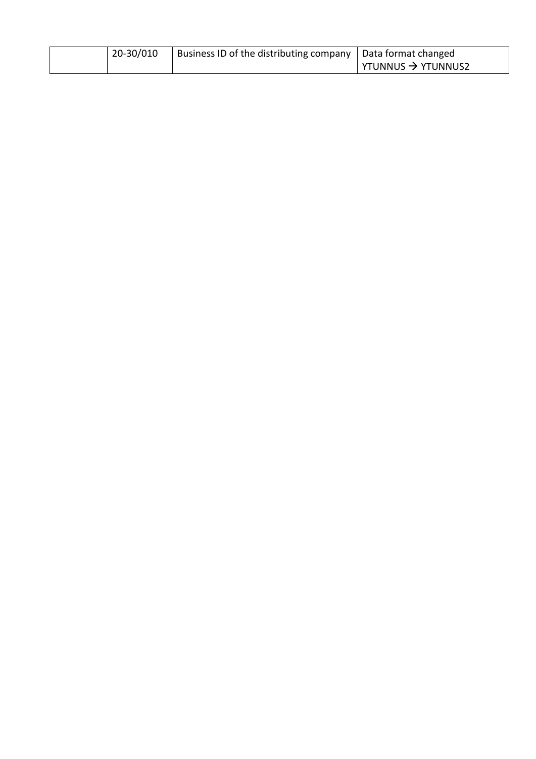| | | | |
|---|---|---|---|
| | 20-30/010 | Business ID of the distributing company | Data format changed YTUNNUS → YTUNNUS2 |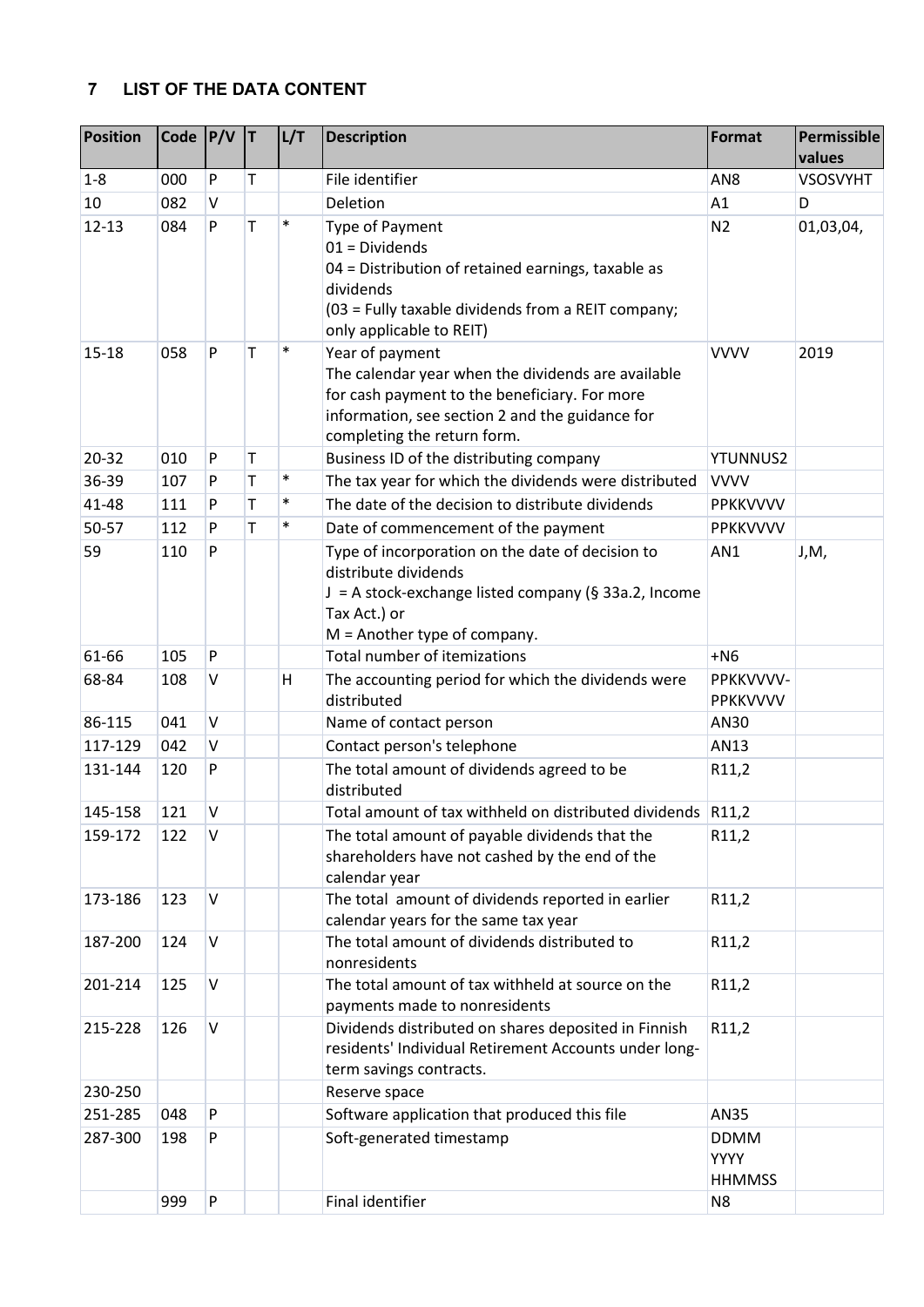## 7 LIST OF THE DATA CONTENT

| Position | Code | P/V | T | L/T | Description | Format | Permissible values |
|---|---|---|---|---|---|---|---|
| 1-8 | 000 | P | T | | File identifier | AN8 | VSOSVYHT |
| 10 | 082 | V | | | Deletion | A1 | D |
| 12-13 | 084 | P | T | * | Type of Payment<br>01 = Dividends<br>04 = Distribution of retained earnings, taxable as dividends<br>(03 = Fully taxable dividends from a REIT company; only applicable to REIT) | N2 | 01,03,04, |
| 15-18 | 058 | P | T | * | Year of payment<br>The calendar year when the dividends are available for cash payment to the beneficiary. For more information, see section 2 and the guidance for completing the return form. | VVVV | 2019 |
| 20-32 | 010 | P | T | | Business ID of the distributing company | YTUNNUS2 | |
| 36-39 | 107 | P | T | * | The tax year for which the dividends were distributed | VVVV | |
| 41-48 | 111 | P | T | * | The date of the decision to distribute dividends | PPKKVVVV | |
| 50-57 | 112 | P | T | * | Date of commencement of the payment | PPKKVVVV | |
| 59 | 110 | P | | | Type of incorporation on the date of decision to distribute dividends<br>J = A stock-exchange listed company (§ 33a.2, Income Tax Act.) or<br>M = Another type of company. | AN1 | J,M, |
| 61-66 | 105 | P | | | Total number of itemizations | +N6 | |
| 68-84 | 108 | V | | H | The accounting period for which the dividends were distributed | PPKKVVVV-PPKKVVVV | |
| 86-115 | 041 | V | | | Name of contact person | AN30 | |
| 117-129 | 042 | V | | | Contact person's telephone | AN13 | |
| 131-144 | 120 | P | | | The total amount of dividends agreed to be distributed | R11,2 | |
| 145-158 | 121 | V | | | Total amount of tax withheld on distributed dividends | R11,2 | |
| 159-172 | 122 | V | | | The total amount of payable dividends that the shareholders have not cashed by the end of the calendar year | R11,2 | |
| 173-186 | 123 | V | | | The total amount of dividends reported in earlier calendar years for the same tax year | R11,2 | |
| 187-200 | 124 | V | | | The total amount of dividends distributed to nonresidents | R11,2 | |
| 201-214 | 125 | V | | | The total amount of tax withheld at source on the payments made to nonresidents | R11,2 | |
| 215-228 | 126 | V | | | Dividends distributed on shares deposited in Finnish residents' Individual Retirement Accounts under long-term savings contracts. | R11,2 | |
| 230-250 | | | | | Reserve space | | |
| 251-285 | 048 | P | | | Software application that produced this file | AN35 | |
| 287-300 | 198 | P | | | Soft-generated timestamp | DDMM YYYY HHMMSS | |
| | 999 | P | | | Final identifier | N8 | |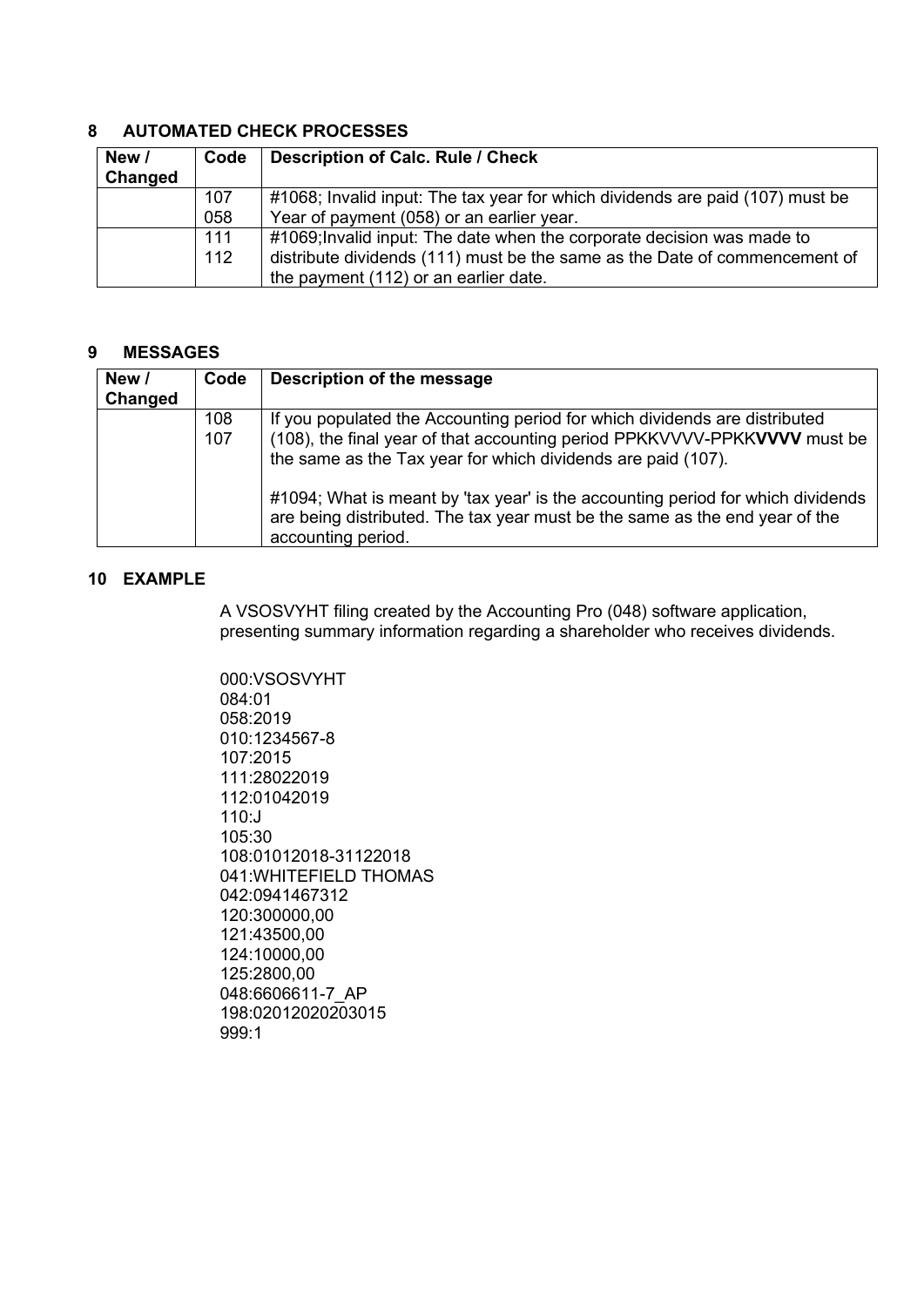## 8 AUTOMATED CHECK PROCESSES

| New / Changed | Code | Description of Calc. Rule / Check |
|---|---|---|
| | 107<br>058 | #1068; Invalid input: The tax year for which dividends are paid (107) must be Year of payment (058) or an earlier year. |
| | 111<br>112 | #1069;Invalid input: The date when the corporate decision was made to distribute dividends (111) must be the same as the Date of commencement of the payment (112) or an earlier date. |

## 9 MESSAGES

| New / Changed | Code | Description of the message |
|---|---|---|
| | 108<br>107 | If you populated the Accounting period for which dividends are distributed (108), the final year of that accounting period PPKKVVVV-PPKK**VVVV** must be the same as the Tax year for which dividends are paid (107).<br><br>#1094; What is meant by 'tax year' is the accounting period for which dividends are being distributed. The tax year must be the same as the end year of the accounting period. |

## 10 EXAMPLE

A VSOSVYHT filing created by the Accounting Pro (048) software application, presenting summary information regarding a shareholder who receives dividends.

```
000:VSOSVYHT
084:01
058:2019
010:1234567-8
107:2015
111:28022019
112:01042019
110:J
105:30
108:01012018-31122018
041:WHITEFIELD THOMAS
042:0941467312
120:300000,00
121:43500,00
124:10000,00
125:2800,00
048:6606611-7_AP
198:02012020203015
999:1
```